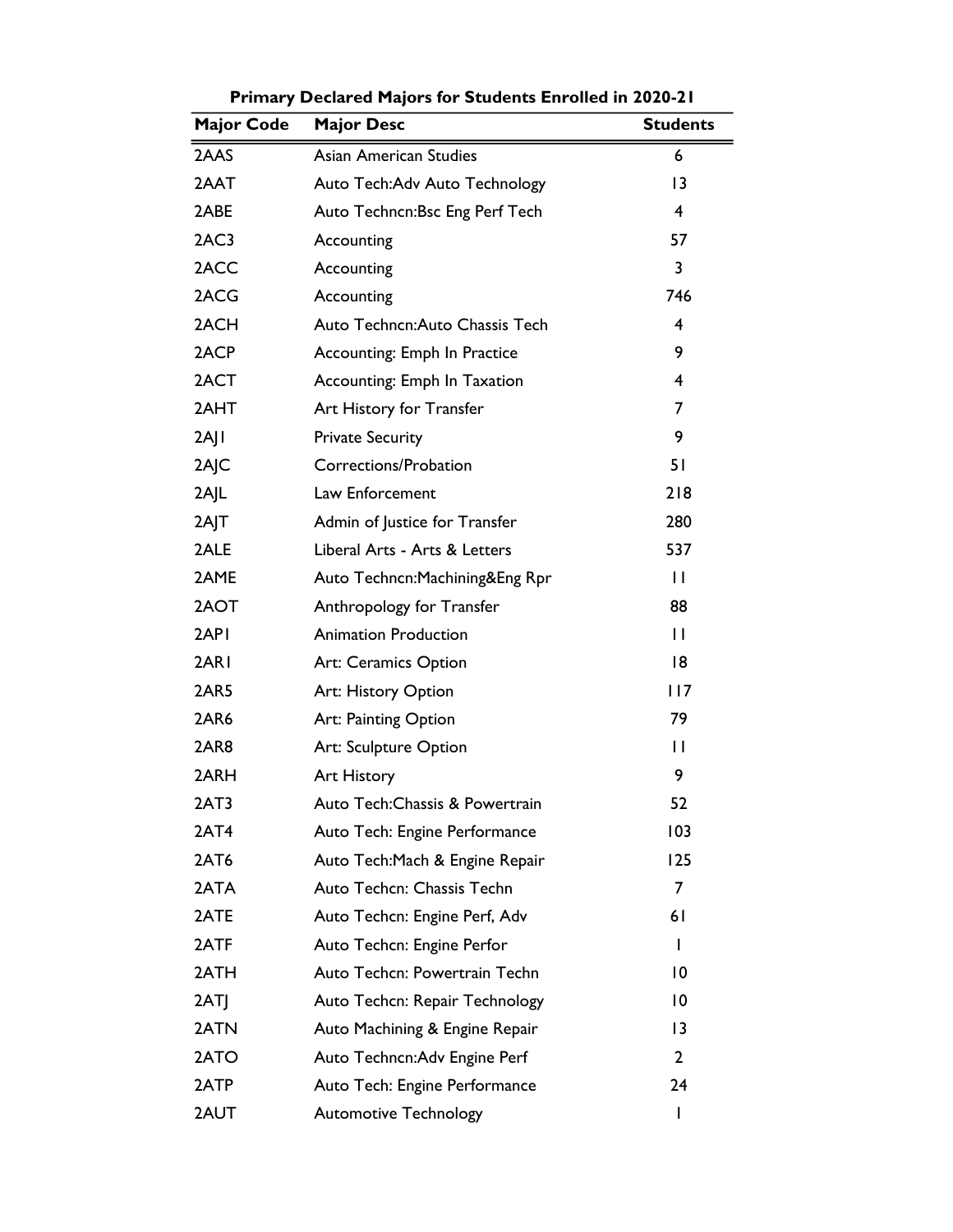**Primary Declared Majors for Students Enrolled in 2020-21**

| Major Code | Major Desc | Students |
|---|---|---|
| 2AAS | Asian American Studies | 6 |
| 2AAT | Auto Tech:Adv Auto Technology | 13 |
| 2ABE | Auto Techncn:Bsc Eng Perf Tech | 4 |
| 2AC3 | Accounting | 57 |
| 2ACC | Accounting | 3 |
| 2ACG | Accounting | 746 |
| 2ACH | Auto Techncn:Auto Chassis Tech | 4 |
| 2ACP | Accounting: Emph In Practice | 9 |
| 2ACT | Accounting: Emph In Taxation | 4 |
| 2AHT | Art History for Transfer | 7 |
| 2AJ1 | Private Security | 9 |
| 2AJC | Corrections/Probation | 51 |
| 2AJL | Law Enforcement | 218 |
| 2AJT | Admin of Justice for Transfer | 280 |
| 2ALE | Liberal Arts - Arts & Letters | 537 |
| 2AME | Auto Techncn:Machining&Eng Rpr | 11 |
| 2AOT | Anthropology for Transfer | 88 |
| 2AP1 | Animation Production | 11 |
| 2AR1 | Art: Ceramics Option | 18 |
| 2AR5 | Art: History Option | 117 |
| 2AR6 | Art: Painting Option | 79 |
| 2AR8 | Art: Sculpture Option | 11 |
| 2ARH | Art History | 9 |
| 2AT3 | Auto Tech:Chassis & Powertrain | 52 |
| 2AT4 | Auto Tech: Engine Performance | 103 |
| 2AT6 | Auto Tech:Mach & Engine Repair | 125 |
| 2ATA | Auto Techcn: Chassis Techn | 7 |
| 2ATE | Auto Techcn: Engine Perf, Adv | 61 |
| 2ATF | Auto Techcn: Engine Perfor | 1 |
| 2ATH | Auto Techcn: Powertrain Techn | 10 |
| 2ATJ | Auto Techcn: Repair Technology | 10 |
| 2ATN | Auto Machining & Engine Repair | 13 |
| 2ATO | Auto Techncn:Adv Engine Perf | 2 |
| 2ATP | Auto Tech: Engine Performance | 24 |
| 2AUT | Automotive Technology | 1 |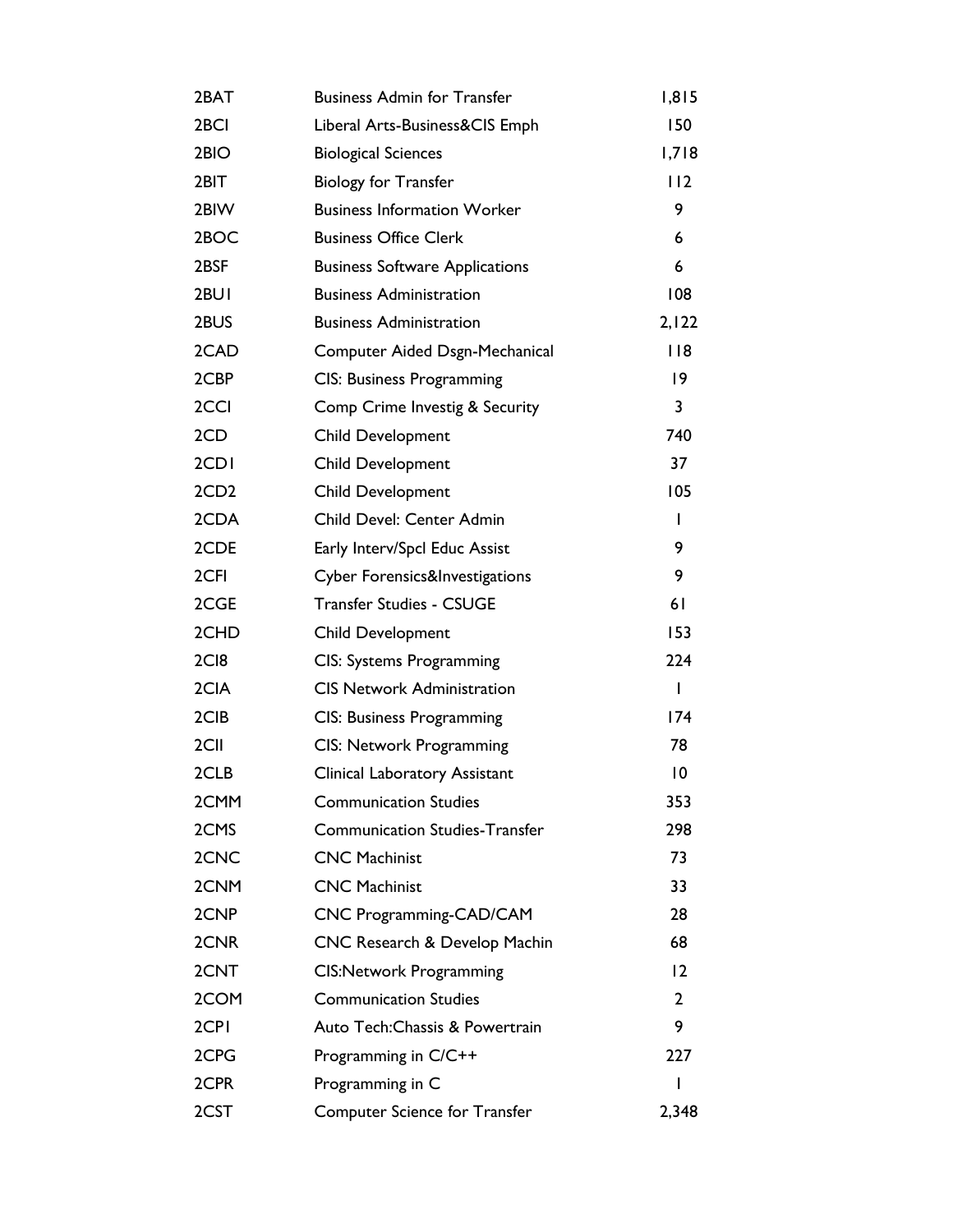| | | |
|---|---|---|
| 2BAT | Business Admin for Transfer | 1,815 |
| 2BCI | Liberal Arts-Business&CIS Emph | 150 |
| 2BIO | Biological Sciences | 1,718 |
| 2BIT | Biology for Transfer | 112 |
| 2BIW | Business Information Worker | 9 |
| 2BOC | Business Office Clerk | 6 |
| 2BSF | Business Software Applications | 6 |
| 2BU1 | Business Administration | 108 |
| 2BUS | Business Administration | 2,122 |
| 2CAD | Computer Aided Dsgn-Mechanical | 118 |
| 2CBP | CIS: Business Programming | 19 |
| 2CCI | Comp Crime Investig & Security | 3 |
| 2CD | Child Development | 740 |
| 2CD1 | Child Development | 37 |
| 2CD2 | Child Development | 105 |
| 2CDA | Child Devel: Center Admin | 1 |
| 2CDE | Early Interv/Spcl Educ Assist | 9 |
| 2CFI | Cyber Forensics&Investigations | 9 |
| 2CGE | Transfer Studies - CSUGE | 61 |
| 2CHD | Child Development | 153 |
| 2CI8 | CIS: Systems Programming | 224 |
| 2CIA | CIS Network Administration | 1 |
| 2CIB | CIS: Business Programming | 174 |
| 2CII | CIS: Network Programming | 78 |
| 2CLB | Clinical Laboratory Assistant | 10 |
| 2CMM | Communication Studies | 353 |
| 2CMS | Communication Studies-Transfer | 298 |
| 2CNC | CNC Machinist | 73 |
| 2CNM | CNC Machinist | 33 |
| 2CNP | CNC Programming-CAD/CAM | 28 |
| 2CNR | CNC Research & Develop Machin | 68 |
| 2CNT | CIS:Network Programming | 12 |
| 2COM | Communication Studies | 2 |
| 2CP1 | Auto Tech:Chassis & Powertrain | 9 |
| 2CPG | Programming in C/C++ | 227 |
| 2CPR | Programming in C | 1 |
| 2CST | Computer Science for Transfer | 2,348 |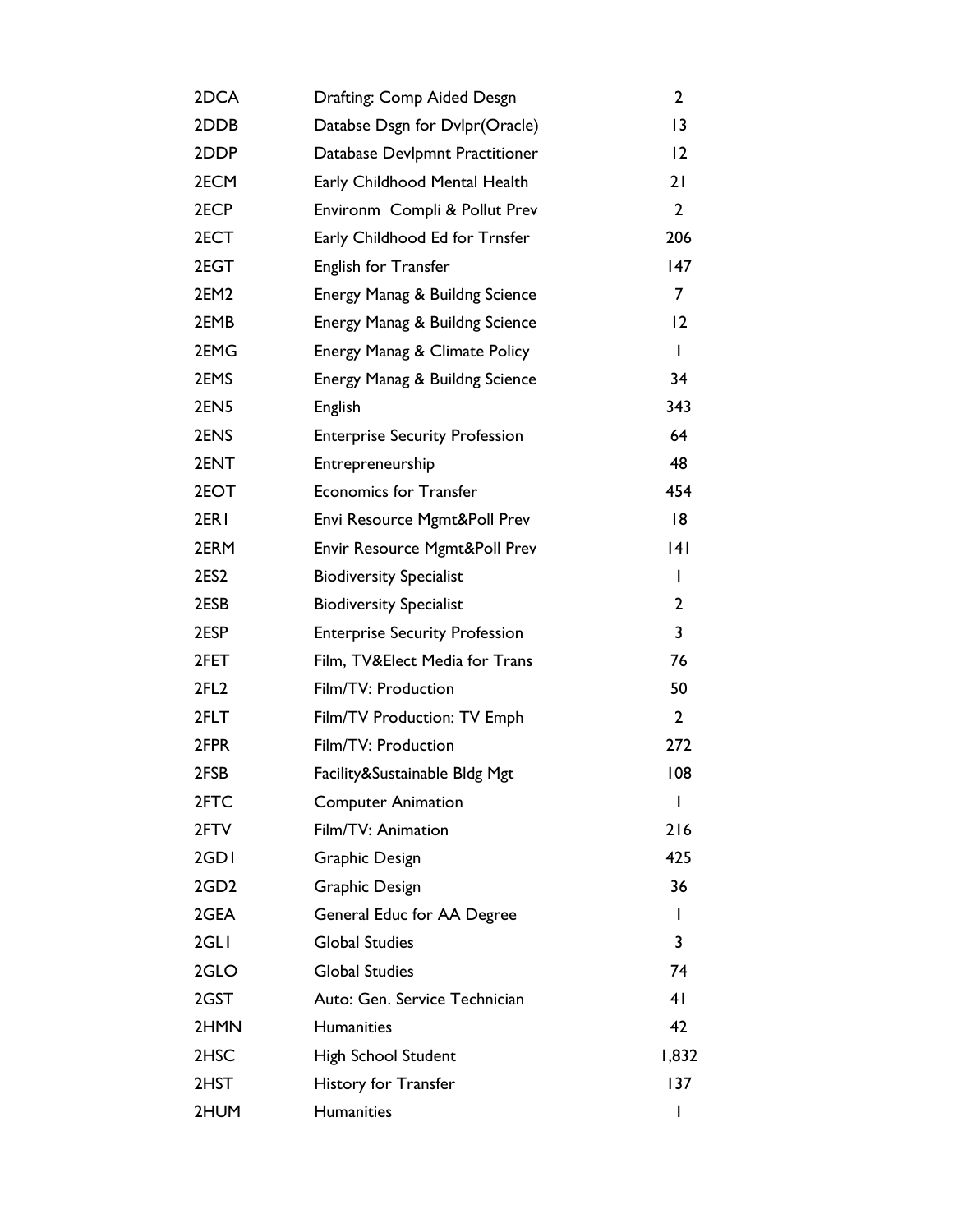| | | |
|---|---|---|
| 2DCA | Drafting: Comp Aided Desgn | 2 |
| 2DDB | Databse Dsgn for Dvlpr(Oracle) | 13 |
| 2DDP | Database Devlpmnt Practitioner | 12 |
| 2ECM | Early Childhood Mental Health | 21 |
| 2ECP | Environm Compli & Pollut Prev | 2 |
| 2ECT | Early Childhood Ed for Trnsfer | 206 |
| 2EGT | English for Transfer | 147 |
| 2EM2 | Energy Manag & Buildng Science | 7 |
| 2EMB | Energy Manag & Buildng Science | 12 |
| 2EMG | Energy Manag & Climate Policy | 1 |
| 2EMS | Energy Manag & Buildng Science | 34 |
| 2EN5 | English | 343 |
| 2ENS | Enterprise Security Profession | 64 |
| 2ENT | Entrepreneurship | 48 |
| 2EOT | Economics for Transfer | 454 |
| 2ER1 | Envi Resource Mgmt&Poll Prev | 18 |
| 2ERM | Envir Resource Mgmt&Poll Prev | 141 |
| 2ES2 | Biodiversity Specialist | 1 |
| 2ESB | Biodiversity Specialist | 2 |
| 2ESP | Enterprise Security Profession | 3 |
| 2FET | Film, TV&Elect Media for Trans | 76 |
| 2FL2 | Film/TV: Production | 50 |
| 2FLT | Film/TV Production: TV Emph | 2 |
| 2FPR | Film/TV: Production | 272 |
| 2FSB | Facility&Sustainable Bldg Mgt | 108 |
| 2FTC | Computer Animation | 1 |
| 2FTV | Film/TV: Animation | 216 |
| 2GD1 | Graphic Design | 425 |
| 2GD2 | Graphic Design | 36 |
| 2GEA | General Educ for AA Degree | 1 |
| 2GL1 | Global Studies | 3 |
| 2GLO | Global Studies | 74 |
| 2GST | Auto: Gen. Service Technician | 41 |
| 2HMN | Humanities | 42 |
| 2HSC | High School Student | 1,832 |
| 2HST | History for Transfer | 137 |
| 2HUM | Humanities | 1 |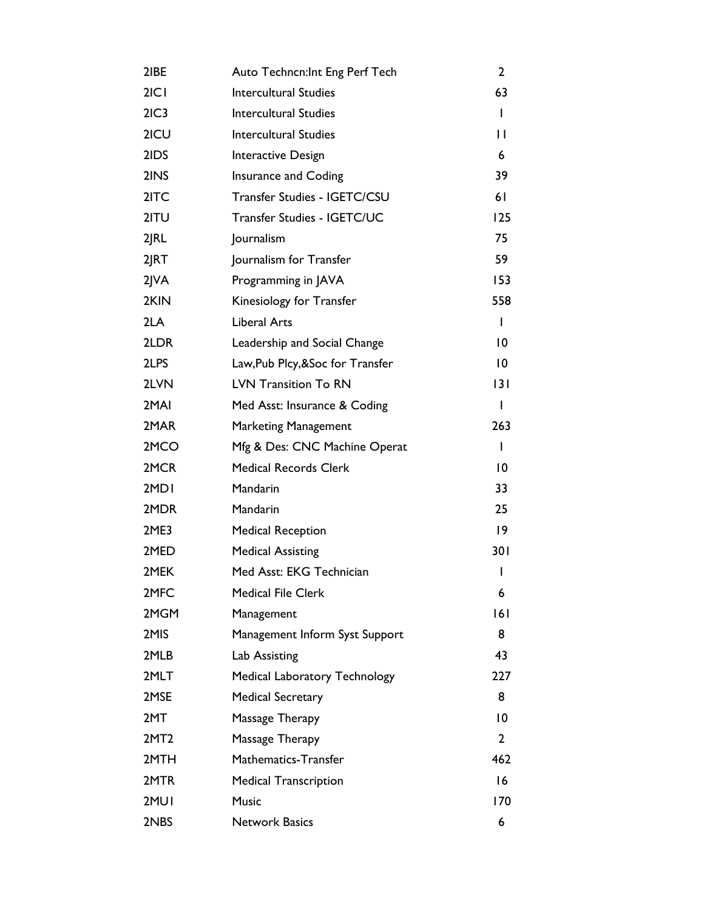| | | |
|---|---|---|
| 2IBE | Auto Techncn:Int Eng Perf Tech | 2 |
| 2IC1 | Intercultural Studies | 63 |
| 2IC3 | Intercultural Studies | 1 |
| 2ICU | Intercultural Studies | 11 |
| 2IDS | Interactive Design | 6 |
| 2INS | Insurance and Coding | 39 |
| 2ITC | Transfer Studies - IGETC/CSU | 61 |
| 2ITU | Transfer Studies - IGETC/UC | 125 |
| 2JRL | Journalism | 75 |
| 2JRT | Journalism for Transfer | 59 |
| 2JVA | Programming in JAVA | 153 |
| 2KIN | Kinesiology for Transfer | 558 |
| 2LA | Liberal Arts | 1 |
| 2LDR | Leadership and Social Change | 10 |
| 2LPS | Law,Pub Plcy,&Soc for Transfer | 10 |
| 2LVN | LVN Transition To RN | 131 |
| 2MAI | Med Asst: Insurance & Coding | 1 |
| 2MAR | Marketing Management | 263 |
| 2MCO | Mfg & Des: CNC Machine Operat | 1 |
| 2MCR | Medical Records Clerk | 10 |
| 2MD1 | Mandarin | 33 |
| 2MDR | Mandarin | 25 |
| 2ME3 | Medical Reception | 19 |
| 2MED | Medical Assisting | 301 |
| 2MEK | Med Asst: EKG Technician | 1 |
| 2MFC | Medical File Clerk | 6 |
| 2MGM | Management | 161 |
| 2MIS | Management Inform Syst Support | 8 |
| 2MLB | Lab Assisting | 43 |
| 2MLT | Medical Laboratory Technology | 227 |
| 2MSE | Medical Secretary | 8 |
| 2MT | Massage Therapy | 10 |
| 2MT2 | Massage Therapy | 2 |
| 2MTH | Mathematics-Transfer | 462 |
| 2MTR | Medical Transcription | 16 |
| 2MU1 | Music | 170 |
| 2NBS | Network Basics | 6 |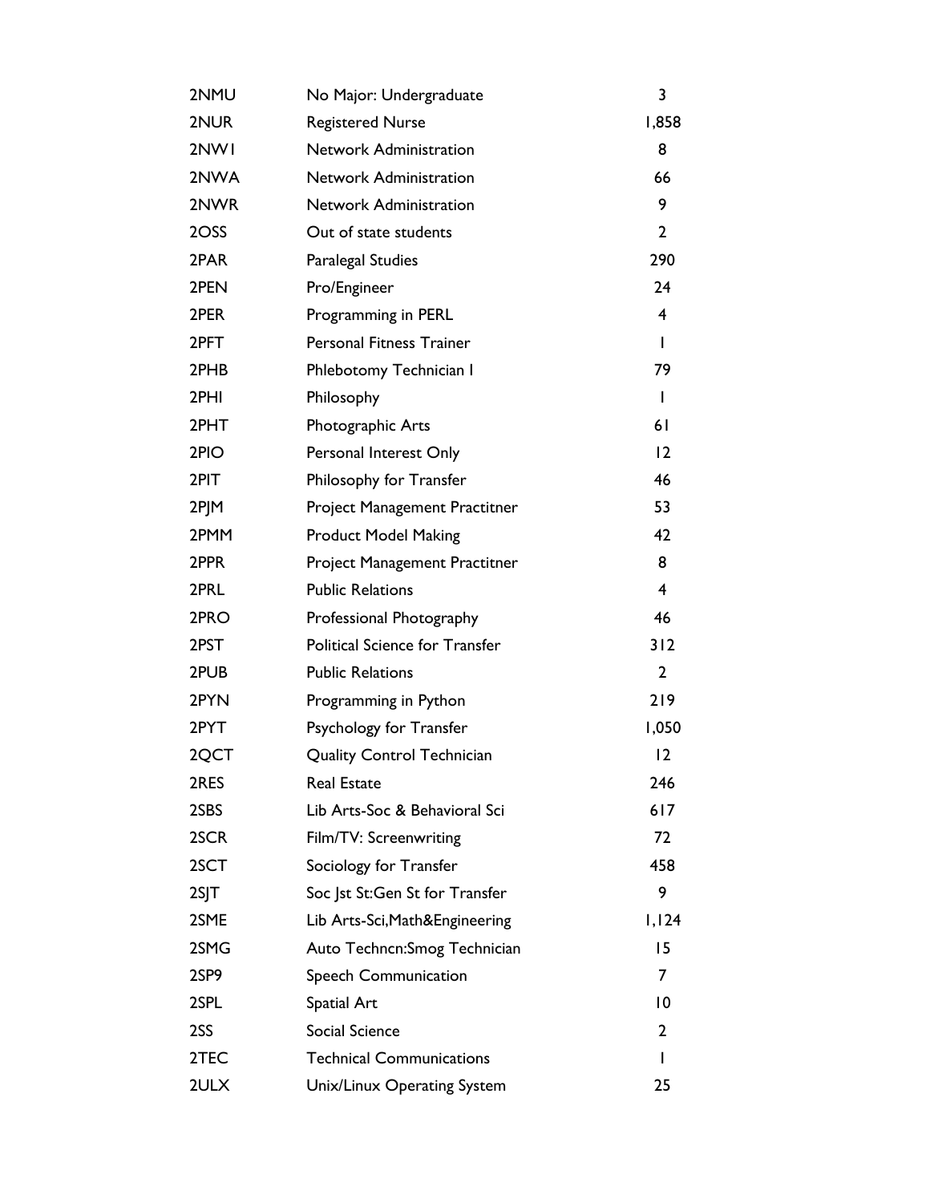| | | |
|---|---|---|
| 2NMU | No Major: Undergraduate | 3 |
| 2NUR | Registered Nurse | 1,858 |
| 2NW1 | Network Administration | 8 |
| 2NWA | Network Administration | 66 |
| 2NWR | Network Administration | 9 |
| 2OSS | Out of state students | 2 |
| 2PAR | Paralegal Studies | 290 |
| 2PEN | Pro/Engineer | 24 |
| 2PER | Programming in PERL | 4 |
| 2PFT | Personal Fitness Trainer | 1 |
| 2PHB | Phlebotomy Technician I | 79 |
| 2PHI | Philosophy | 1 |
| 2PHT | Photographic Arts | 61 |
| 2PIO | Personal Interest Only | 12 |
| 2PIT | Philosophy for Transfer | 46 |
| 2PJM | Project Management Practitner | 53 |
| 2PMM | Product Model Making | 42 |
| 2PPR | Project Management Practitner | 8 |
| 2PRL | Public Relations | 4 |
| 2PRO | Professional Photography | 46 |
| 2PST | Political Science for Transfer | 312 |
| 2PUB | Public Relations | 2 |
| 2PYN | Programming in Python | 219 |
| 2PYT | Psychology for Transfer | 1,050 |
| 2QCT | Quality Control Technician | 12 |
| 2RES | Real Estate | 246 |
| 2SBS | Lib Arts-Soc & Behavioral Sci | 617 |
| 2SCR | Film/TV: Screenwriting | 72 |
| 2SCT | Sociology for Transfer | 458 |
| 2SJT | Soc Jst St:Gen St for Transfer | 9 |
| 2SME | Lib Arts-Sci,Math&Engineering | 1,124 |
| 2SMG | Auto Techncn:Smog Technician | 15 |
| 2SP9 | Speech Communication | 7 |
| 2SPL | Spatial Art | 10 |
| 2SS | Social Science | 2 |
| 2TEC | Technical Communications | 1 |
| 2ULX | Unix/Linux Operating System | 25 |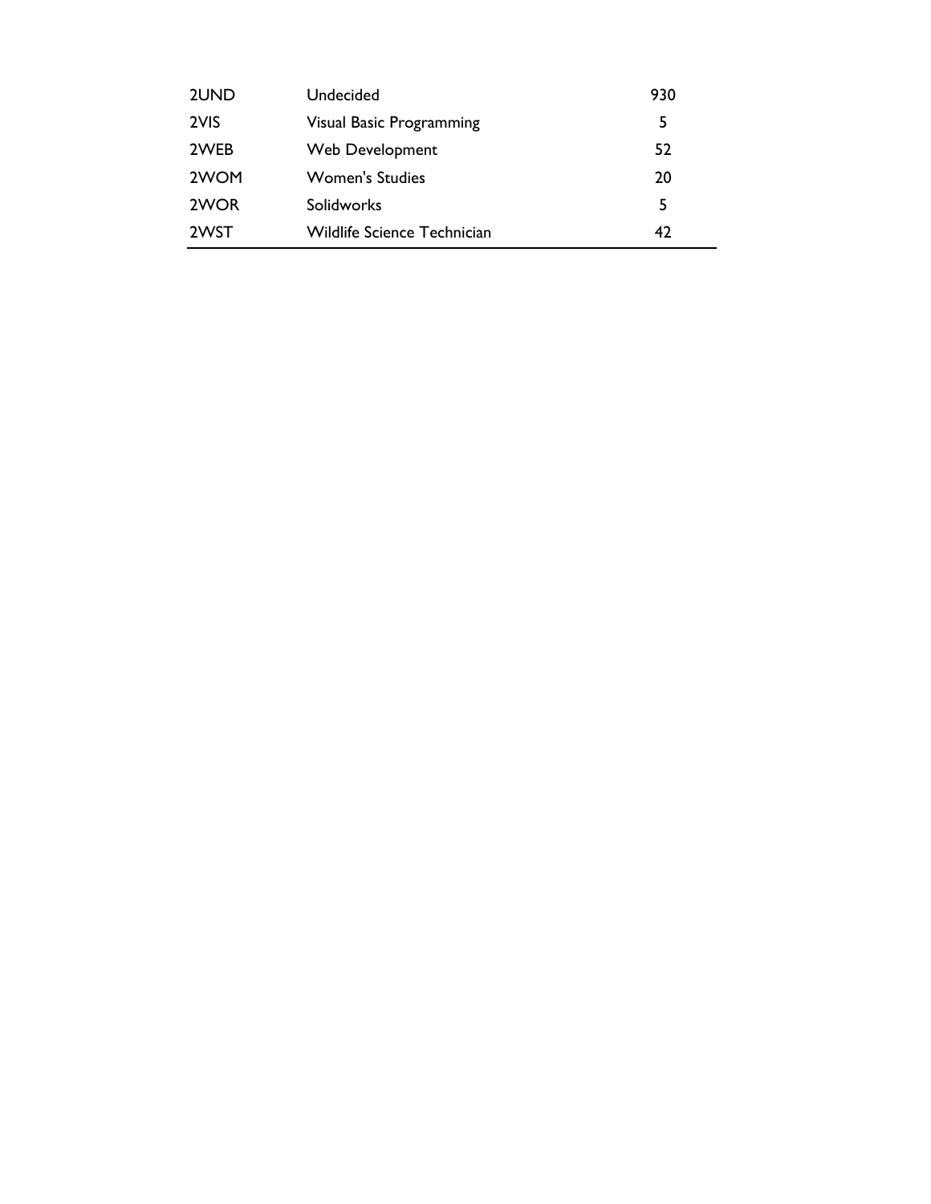| | | |
|---|---|---|
| 2UND | Undecided | 930 |
| 2VIS | Visual Basic Programming | 5 |
| 2WEB | Web Development | 52 |
| 2WOM | Women's Studies | 20 |
| 2WOR | Solidworks | 5 |
| 2WST | Wildlife Science Technician | 42 |